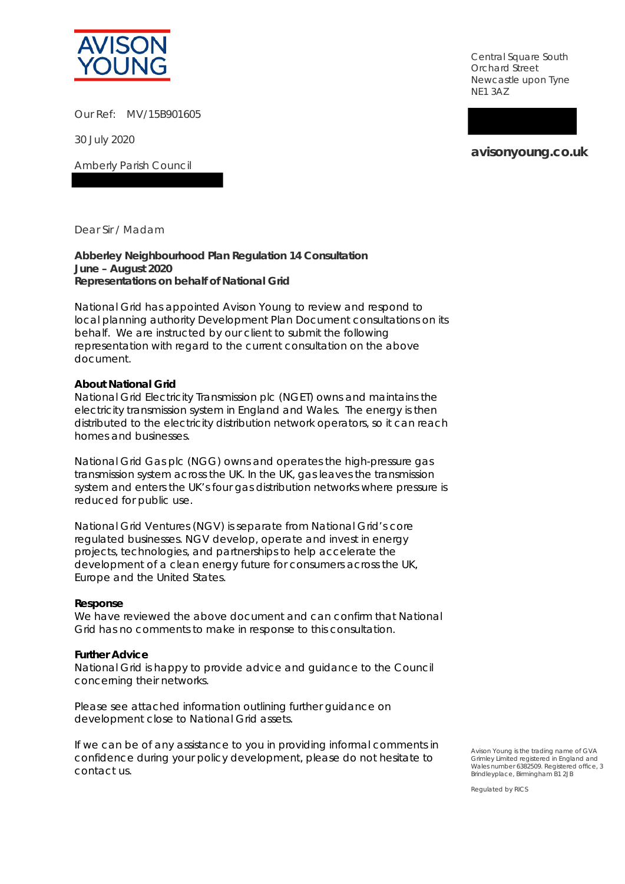AVISON YOUNG

Central Square South
Orchard Street
Newcastle upon Tyne
NE1 3AZ

**avisonyoung.co.uk**

Our Ref: MV/15B901605

30 July 2020

Amberly Parish Council

Dear Sir / Madam

**Abberley Neighbourhood Plan Regulation 14 Consultation**
**June – August 2020**
**Representations on behalf of National Grid**

National Grid has appointed Avison Young to review and respond to local planning authority Development Plan Document consultations on its behalf. We are instructed by our client to submit the following representation with regard to the current consultation on the above document.

**About National Grid**
National Grid Electricity Transmission plc (NGET) owns and maintains the electricity transmission system in England and Wales. The energy is then distributed to the electricity distribution network operators, so it can reach homes and businesses.

National Grid Gas plc (NGG) owns and operates the high-pressure gas transmission system across the UK. In the UK, gas leaves the transmission system and enters the UK's four gas distribution networks where pressure is reduced for public use.

National Grid Ventures (NGV) is separate from National Grid's core regulated businesses. NGV develop, operate and invest in energy projects, technologies, and partnerships to help accelerate the development of a clean energy future for consumers across the UK, Europe and the United States.

**Response**
We have reviewed the above document and can confirm that National Grid has no comments to make in response to this consultation.

**Further Advice**
National Grid is happy to provide advice and guidance to the Council concerning their networks.

Please see attached information outlining further guidance on development close to National Grid assets.

If we can be of any assistance to you in providing informal comments in confidence during your policy development, please do not hesitate to contact us.

Avison Young is the trading name of GVA Grimley Limited registered in England and Wales number 6382509. Registered office, 3 Brindleyplace, Birmingham B1 2JB

Regulated by RICS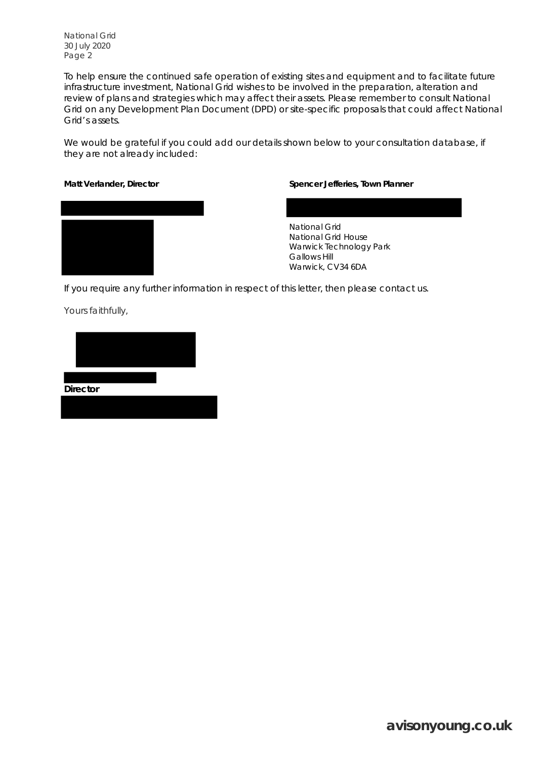To help ensure the continued safe operation of existing sites and equipment and to facilitate future infrastructure investment, National Grid wishes to be involved in the preparation, alteration and review of plans and strategies which may affect their assets. Please remember to consult National Grid on any Development Plan Document (DPD) or site-specific proposals that could affect National Grid's assets.

We would be grateful if you could add our details shown below to your consultation database, if they are not already included:

**Matt Verlander, Director**

**Spencer Jefferies, Town Planner**

National Grid
National Grid House
Warwick Technology Park
Gallows Hill
Warwick, CV34 6DA

If you require any further information in respect of this letter, then please contact us.

Yours faithfully,

**Director**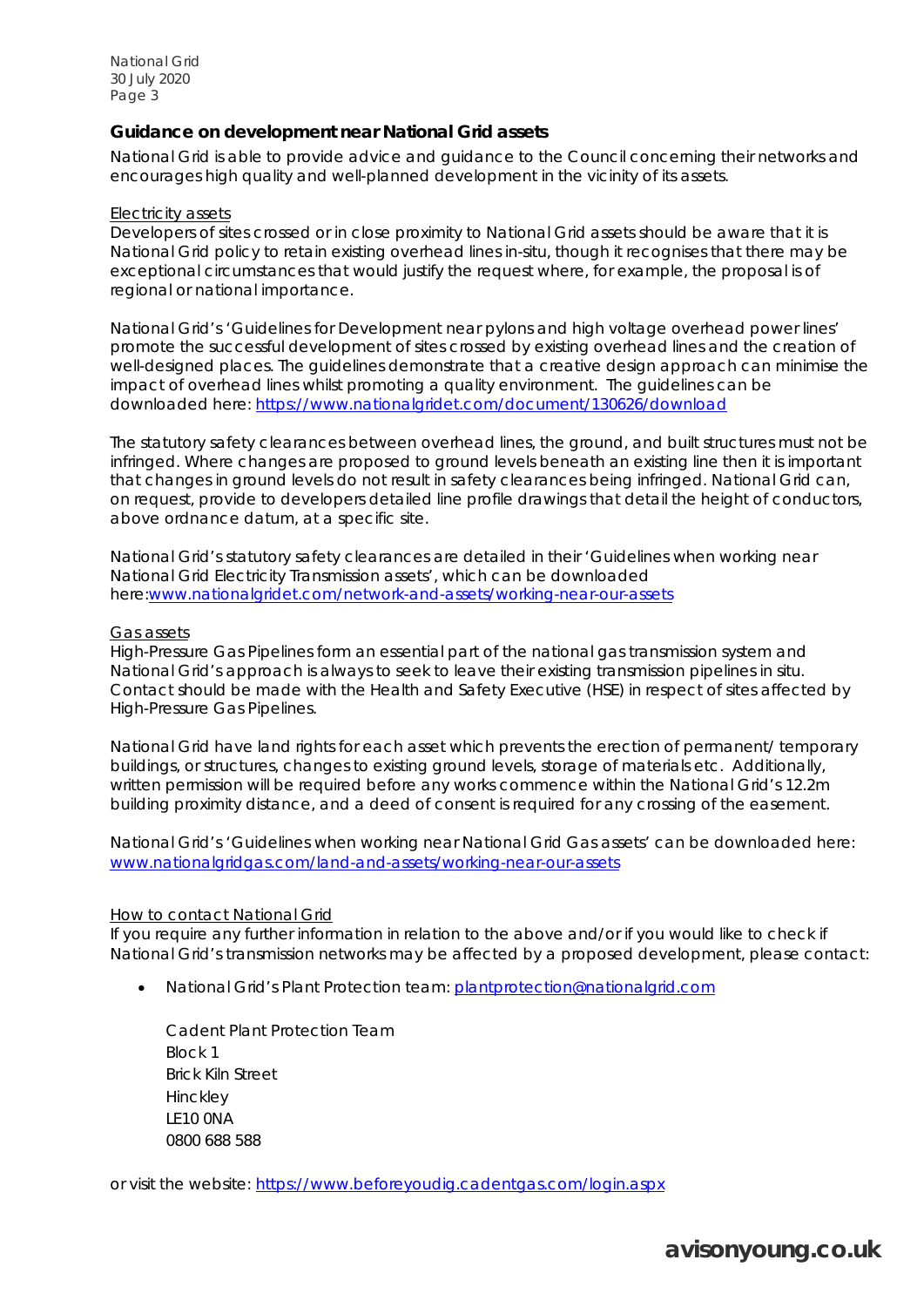## Guidance on development near National Grid assets

National Grid is able to provide advice and guidance to the Council concerning their networks and encourages high quality and well-planned development in the vicinity of its assets.

Electricity assets

Developers of sites crossed or in close proximity to National Grid assets should be aware that it is National Grid policy to retain existing overhead lines in-situ, though it recognises that there may be exceptional circumstances that would justify the request where, for example, the proposal is of regional or national importance.

National Grid's 'Guidelines for Development near pylons and high voltage overhead power lines' promote the successful development of sites crossed by existing overhead lines and the creation of well-designed places. The guidelines demonstrate that a creative design approach can minimise the impact of overhead lines whilst promoting a quality environment. The guidelines can be downloaded here: https://www.nationalgridet.com/document/130626/download

The statutory safety clearances between overhead lines, the ground, and built structures must not be infringed. Where changes are proposed to ground levels beneath an existing line then it is important that changes in ground levels do not result in safety clearances being infringed. National Grid can, on request, provide to developers detailed line profile drawings that detail the height of conductors, above ordnance datum, at a specific site.

National Grid's statutory safety clearances are detailed in their 'Guidelines when working near National Grid Electricity Transmission assets', which can be downloaded here:www.nationalgridet.com/network-and-assets/working-near-our-assets

Gas assets

High-Pressure Gas Pipelines form an essential part of the national gas transmission system and National Grid's approach is always to seek to leave their existing transmission pipelines in situ. Contact should be made with the Health and Safety Executive (HSE) in respect of sites affected by High-Pressure Gas Pipelines.

National Grid have land rights for each asset which prevents the erection of permanent/ temporary buildings, or structures, changes to existing ground levels, storage of materials etc. Additionally, written permission will be required before any works commence within the National Grid's 12.2m building proximity distance, and a deed of consent is required for any crossing of the easement.

National Grid's 'Guidelines when working near National Grid Gas assets' can be downloaded here: www.nationalgridgas.com/land-and-assets/working-near-our-assets

How to contact National Grid

If you require any further information in relation to the above and/or if you would like to check if National Grid's transmission networks may be affected by a proposed development, please contact:

- National Grid's Plant Protection team: plantprotection@nationalgrid.com

  Cadent Plant Protection Team
  Block 1
  Brick Kiln Street
  Hinckley
  LE10 0NA
  0800 688 588

or visit the website: https://www.beforeyoudig.cadentgas.com/login.aspx